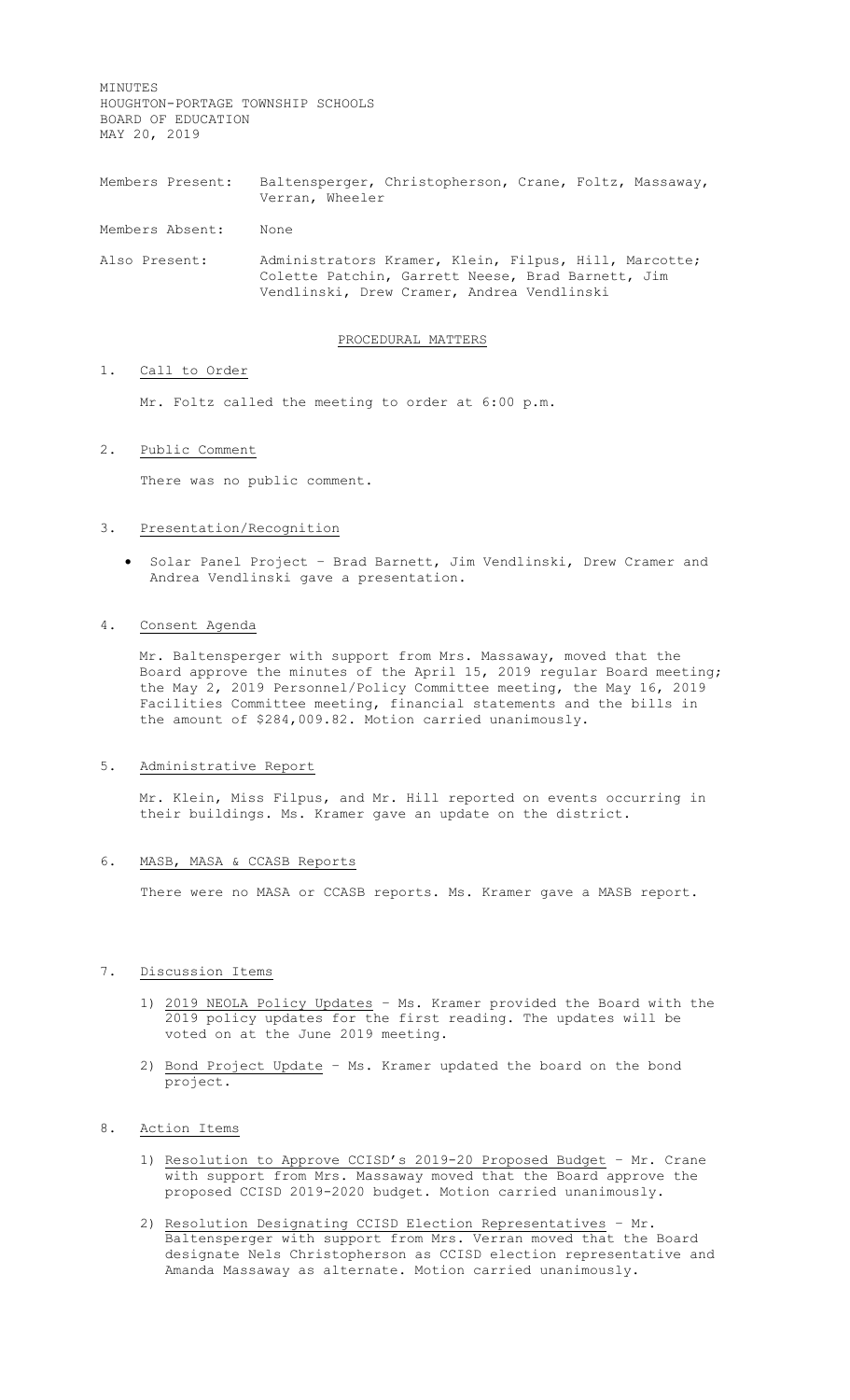MINUTES
HOUGHTON-PORTAGE TOWNSHIP SCHOOLS
BOARD OF EDUCATION
MAY 20, 2019

Members Present: Baltensperger, Christopherson, Crane, Foltz, Massaway, Verran, Wheeler

Members Absent: None

Also Present: Administrators Kramer, Klein, Filpus, Hill, Marcotte; Colette Patchin, Garrett Neese, Brad Barnett, Jim Vendlinski, Drew Cramer, Andrea Vendlinski

## PROCEDURAL MATTERS

1. Call to Order

   Mr. Foltz called the meeting to order at 6:00 p.m.

2. Public Comment

   There was no public comment.

3. Presentation/Recognition

   - Solar Panel Project – Brad Barnett, Jim Vendlinski, Drew Cramer and Andrea Vendlinski gave a presentation.

4. Consent Agenda

   Mr. Baltensperger with support from Mrs. Massaway, moved that the Board approve the minutes of the April 15, 2019 regular Board meeting; the May 2, 2019 Personnel/Policy Committee meeting, the May 16, 2019 Facilities Committee meeting, financial statements and the bills in the amount of $284,009.82. Motion carried unanimously.

5. Administrative Report

   Mr. Klein, Miss Filpus, and Mr. Hill reported on events occurring in their buildings. Ms. Kramer gave an update on the district.

6. MASB, MASA & CCASB Reports

   There were no MASA or CCASB reports. Ms. Kramer gave a MASB report.

7. Discussion Items

   1) 2019 NEOLA Policy Updates – Ms. Kramer provided the Board with the 2019 policy updates for the first reading. The updates will be voted on at the June 2019 meeting.

   2) Bond Project Update – Ms. Kramer updated the board on the bond project.

8. Action Items

   1) Resolution to Approve CCISD's 2019-20 Proposed Budget – Mr. Crane with support from Mrs. Massaway moved that the Board approve the proposed CCISD 2019-2020 budget. Motion carried unanimously.

   2) Resolution Designating CCISD Election Representatives – Mr. Baltensperger with support from Mrs. Verran moved that the Board designate Nels Christopherson as CCISD election representative and Amanda Massaway as alternate. Motion carried unanimously.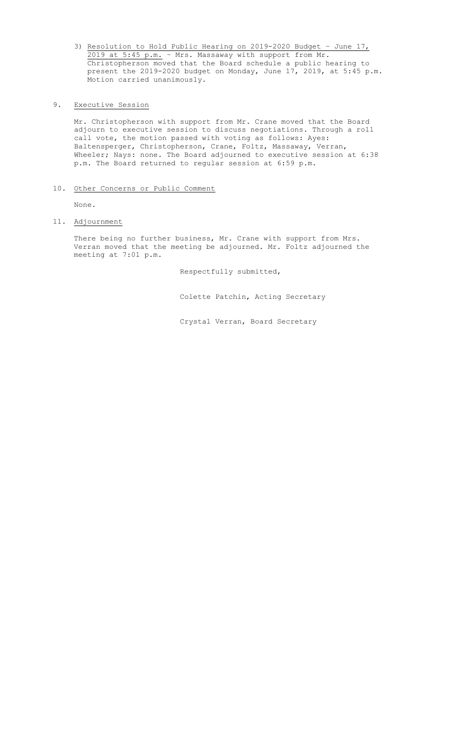3) Resolution to Hold Public Hearing on 2019-2020 Budget – June 17, 2019 at 5:45 p.m. – Mrs. Massaway with support from Mr. Christopherson moved that the Board schedule a public hearing to present the 2019-2020 budget on Monday, June 17, 2019, at 5:45 p.m. Motion carried unanimously.

9. Executive Session

Mr. Christopherson with support from Mr. Crane moved that the Board adjourn to executive session to discuss negotiations. Through a roll call vote, the motion passed with voting as follows: Ayes: Baltensperger, Christopherson, Crane, Foltz, Massaway, Verran, Wheeler; Nays: none. The Board adjourned to executive session at 6:38 p.m. The Board returned to regular session at 6:59 p.m.

10. Other Concerns or Public Comment

None.

11. Adjournment

There being no further business, Mr. Crane with support from Mrs. Verran moved that the meeting be adjourned. Mr. Foltz adjourned the meeting at 7:01 p.m.

Respectfully submitted,

Colette Patchin, Acting Secretary

Crystal Verran, Board Secretary